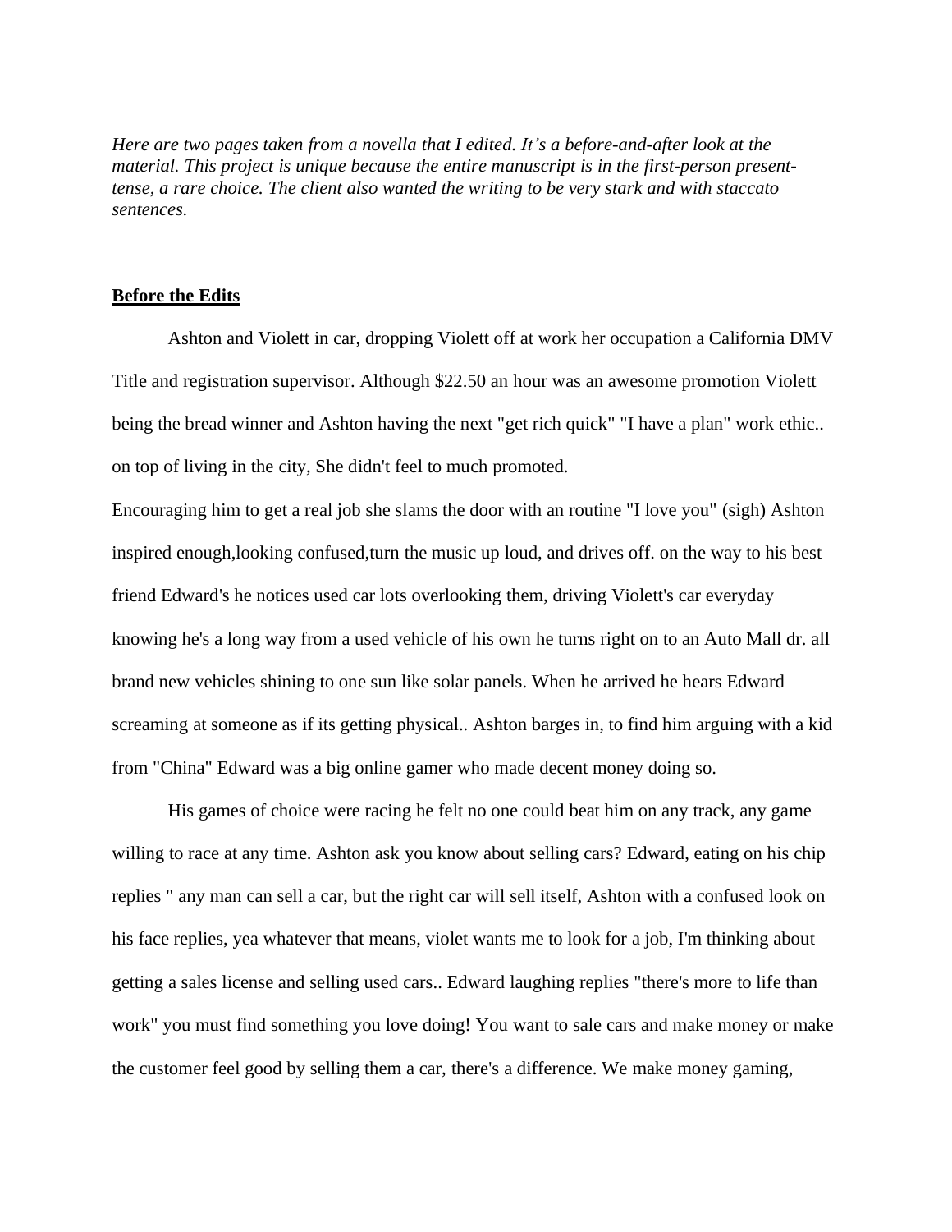*Here are two pages taken from a novella that I edited. It's a before-and-after look at the material. This project is unique because the entire manuscript is in the first-person present-tense, a rare choice. The client also wanted the writing to be very stark and with staccato sentences.*

**Before the Edits**

Ashton and Violett in car, dropping Violett off at work her occupation a California DMV Title and registration supervisor. Although $22.50 an hour was an awesome promotion Violett being the bread winner and Ashton having the next "get rich quick" "I have a plan" work ethic.. on top of living in the city, She didn't feel to much promoted.

Encouraging him to get a real job she slams the door with an routine "I love you" (sigh) Ashton inspired enough,looking confused,turn the music up loud, and drives off. on the way to his best friend Edward's he notices used car lots overlooking them, driving Violett's car everyday knowing he's a long way from a used vehicle of his own he turns right on to an Auto Mall dr. all brand new vehicles shining to one sun like solar panels. When he arrived he hears Edward screaming at someone as if its getting physical.. Ashton barges in, to find him arguing with a kid from "China" Edward was a big online gamer who made decent money doing so.

His games of choice were racing he felt no one could beat him on any track, any game willing to race at any time. Ashton ask you know about selling cars? Edward, eating on his chip replies " any man can sell a car, but the right car will sell itself, Ashton with a confused look on his face replies, yea whatever that means, violet wants me to look for a job, I'm thinking about getting a sales license and selling used cars.. Edward laughing replies "there's more to life than work" you must find something you love doing! You want to sale cars and make money or make the customer feel good by selling them a car, there's a difference. We make money gaming,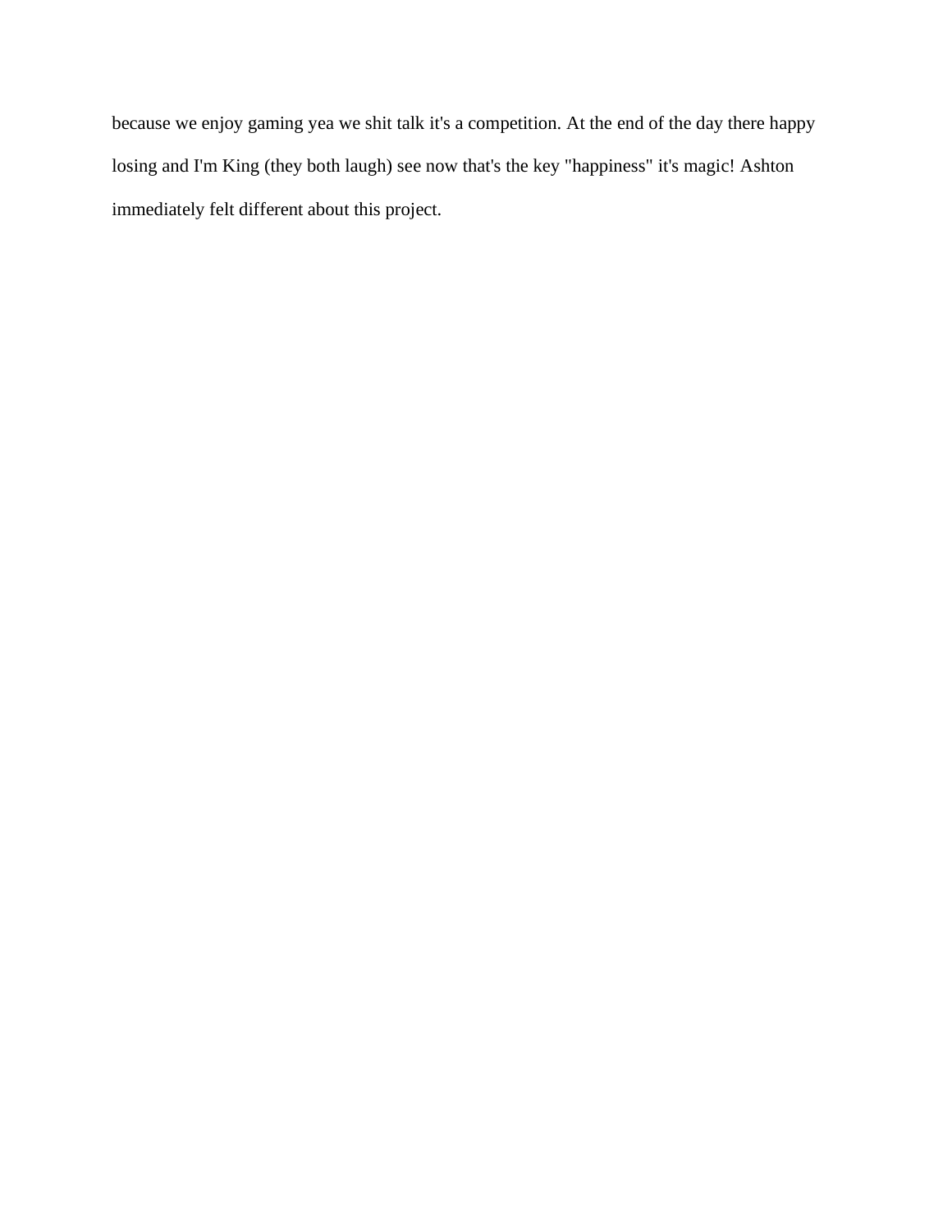because we enjoy gaming yea we shit talk it's a competition. At the end of the day there happy losing and I'm King (they both laugh) see now that's the key "happiness" it's magic! Ashton immediately felt different about this project.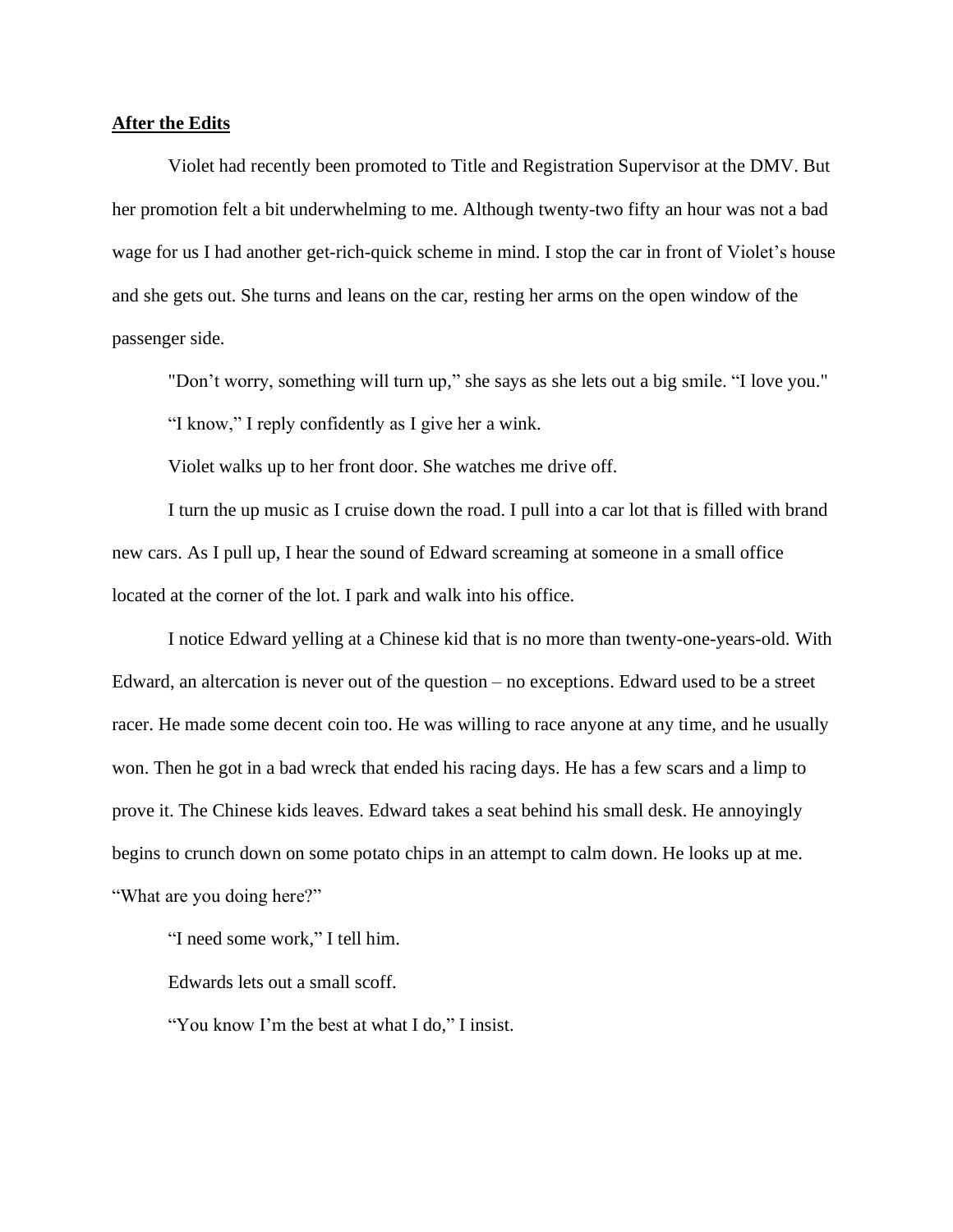**After the Edits**

Violet had recently been promoted to Title and Registration Supervisor at the DMV. But her promotion felt a bit underwhelming to me. Although twenty-two fifty an hour was not a bad wage for us I had another get-rich-quick scheme in mind. I stop the car in front of Violet's house and she gets out. She turns and leans on the car, resting her arms on the open window of the passenger side.

"Don't worry, something will turn up," she says as she lets out a big smile. "I love you."

"I know," I reply confidently as I give her a wink.

Violet walks up to her front door. She watches me drive off.

I turn the up music as I cruise down the road. I pull into a car lot that is filled with brand new cars. As I pull up, I hear the sound of Edward screaming at someone in a small office located at the corner of the lot. I park and walk into his office.

I notice Edward yelling at a Chinese kid that is no more than twenty-one-years-old. With Edward, an altercation is never out of the question – no exceptions. Edward used to be a street racer. He made some decent coin too. He was willing to race anyone at any time, and he usually won. Then he got in a bad wreck that ended his racing days. He has a few scars and a limp to prove it. The Chinese kids leaves. Edward takes a seat behind his small desk. He annoyingly begins to crunch down on some potato chips in an attempt to calm down. He looks up at me. "What are you doing here?"

"I need some work," I tell him.

Edwards lets out a small scoff.

"You know I'm the best at what I do," I insist.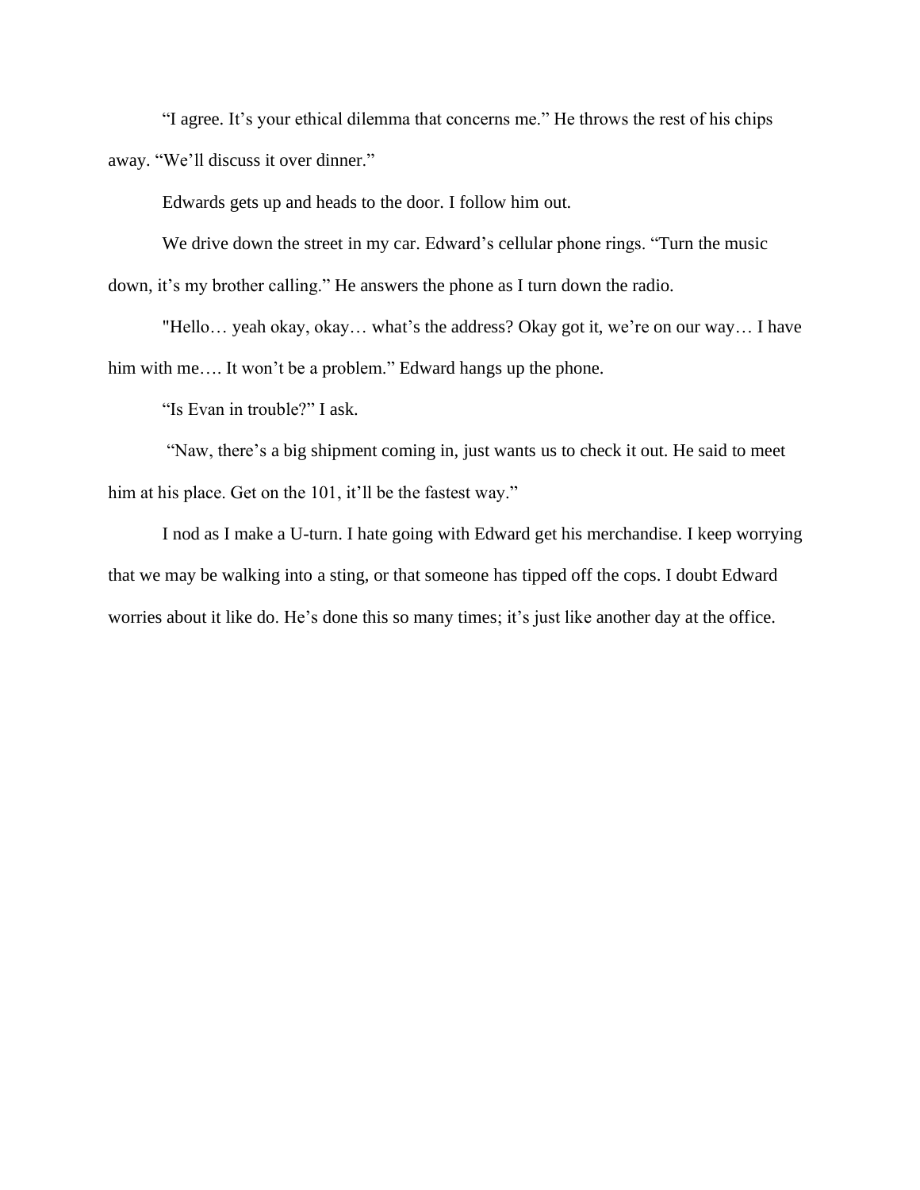"I agree. It's your ethical dilemma that concerns me." He throws the rest of his chips away. "We'll discuss it over dinner."

Edwards gets up and heads to the door. I follow him out.

We drive down the street in my car. Edward's cellular phone rings. "Turn the music down, it's my brother calling." He answers the phone as I turn down the radio.

"Hello… yeah okay, okay… what's the address? Okay got it, we're on our way… I have him with me…. It won't be a problem." Edward hangs up the phone.

"Is Evan in trouble?" I ask.

"Naw, there's a big shipment coming in, just wants us to check it out. He said to meet him at his place. Get on the 101, it'll be the fastest way."

I nod as I make a U-turn. I hate going with Edward get his merchandise. I keep worrying that we may be walking into a sting, or that someone has tipped off the cops. I doubt Edward worries about it like do. He's done this so many times; it's just like another day at the office.